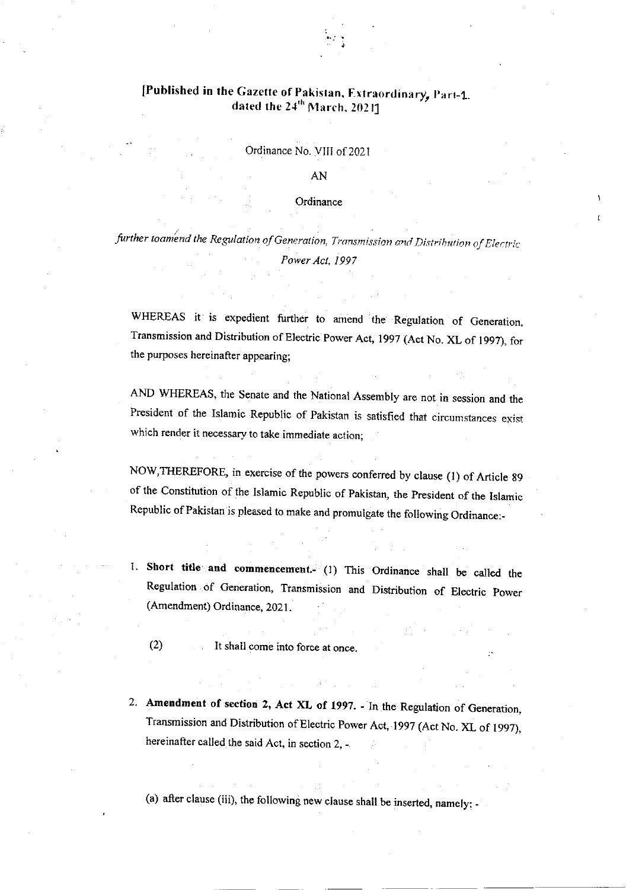**[Published in the Gazette of Pakistan, Extraordinary, Part-1, dated the 24th March, 2021]**

Ordinance No. VIII of 2021

AN

Ordinance

*further toamend the Regulation of Generation, Transmission and Distribution of Electric Power Act, 1997*

WHEREAS it is expedient further to amend the Regulation of Generation, Transmission and Distribution of Electric Power Act, 1997 (Act No. XL of 1997), for the purposes hereinafter appearing;

AND WHEREAS, the Senate and the National Assembly are not in session and the President of the Islamic Republic of Pakistan is satisfied that circumstances exist which render it necessary to take immediate action;

NOW,THEREFORE, in exercise of the powers conferred by clause (1) of Article 89 of the Constitution of the Islamic Republic of Pakistan, the President of the Islamic Republic of Pakistan is pleased to make and promulgate the following Ordinance:-

1. **Short title and commencement.-** (1) This Ordinance shall be called the Regulation of Generation, Transmission and Distribution of Electric Power (Amendment) Ordinance, 2021.

   (2) It shall come into force at once.

2. **Amendment of section 2, Act XL of 1997. -** In the Regulation of Generation, Transmission and Distribution of Electric Power Act, 1997 (Act No. XL of 1997), hereinafter called the said Act, in section 2, -

   (a) after clause (iii), the following new clause shall be inserted, namely: -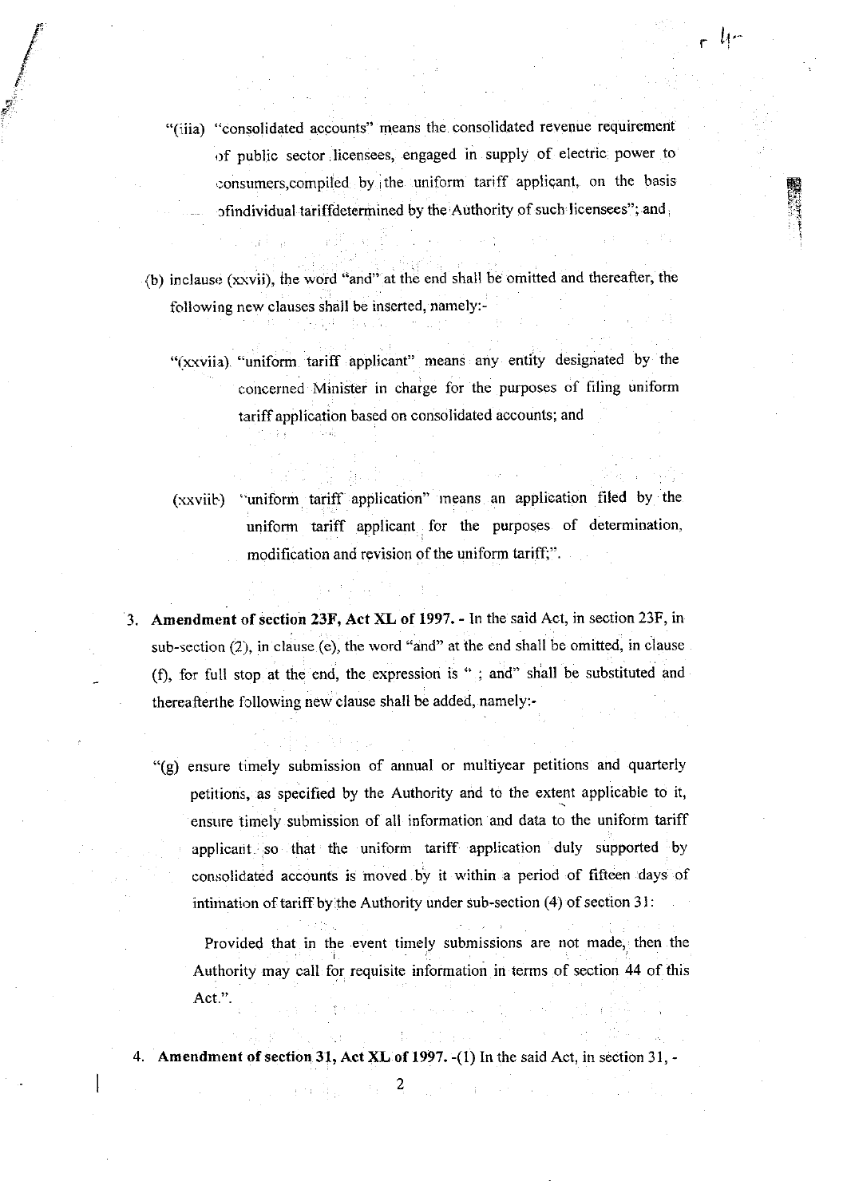"(iiia) "consolidated accounts" means the consolidated revenue requirement of public sector licensees, engaged in supply of electric power to consumers,compiled by the uniform tariff applicant, on the basis ofindividual tariffdetermined by the Authority of such licensees"; and

(b) inclause (xxvii), the word "and" at the end shall be omitted and thereafter, the following new clauses shall be inserted, namely:-

"(xxviia) "uniform tariff applicant" means any entity designated by the concerned Minister in charge for the purposes of filing uniform tariff application based on consolidated accounts; and

(xxviib) "uniform tariff application" means an application filed by the uniform tariff applicant for the purposes of determination, modification and revision of the uniform tariff;".

3. **Amendment of section 23F, Act XL of 1997.** - In the said Act, in section 23F, in sub-section (2), in clause (e), the word "and" at the end shall be omitted, in clause (f), for full stop at the end, the expression is " ; and" shall be substituted and thereafterthe following new clause shall be added, namely:-

"(g) ensure timely submission of annual or multiyear petitions and quarterly petitions, as specified by the Authority and to the extent applicable to it, ensure timely submission of all information and data to the uniform tariff applicant so that the uniform tariff application duly supported by consolidated accounts is moved by it within a period of fifteen days of intimation of tariff by the Authority under sub-section (4) of section 31:

Provided that in the event timely submissions are not made, then the Authority may call for requisite information in terms of section 44 of this Act.".

4. **Amendment of section 31, Act XL of 1997.** -(1) In the said Act, in section 31, -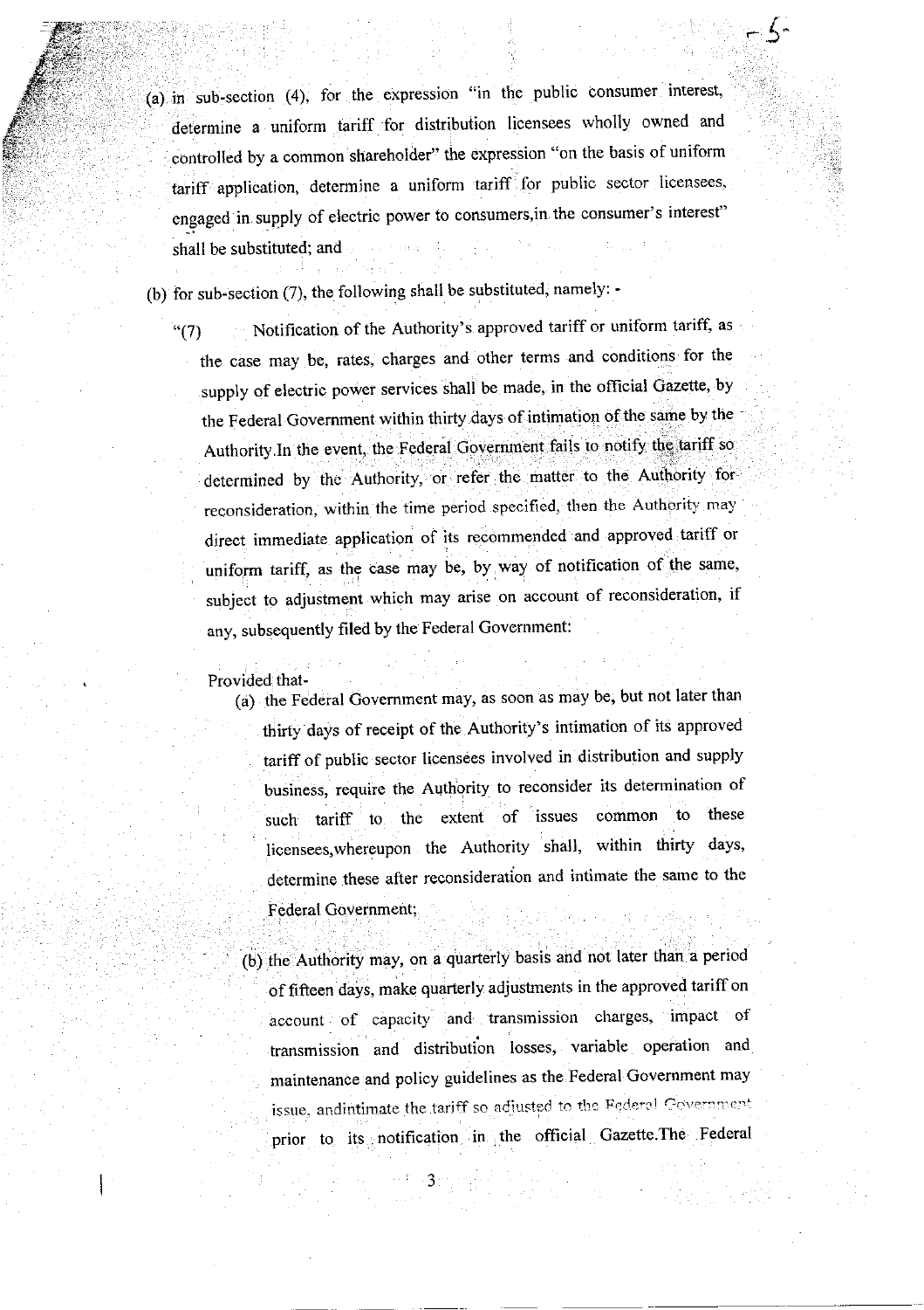(a) in sub-section (4), for the expression "in the public consumer interest, determine a uniform tariff for distribution licensees wholly owned and controlled by a common shareholder" the expression "on the basis of uniform tariff application, determine a uniform tariff for public sector licensees, engaged in supply of electric power to consumers,in the consumer's interest" shall be substituted; and

(b) for sub-section (7), the following shall be substituted, namely: -

"(7) Notification of the Authority's approved tariff or uniform tariff, as the case may be, rates, charges and other terms and conditions for the supply of electric power services shall be made, in the official Gazette, by the Federal Government within thirty days of intimation of the same by the Authority.In the event, the Federal Government fails to notify the tariff so determined by the Authority, or refer the matter to the Authority for reconsideration, within the time period specified, then the Authority may direct immediate application of its recommended and approved tariff or uniform tariff, as the case may be, by way of notification of the same, subject to adjustment which may arise on account of reconsideration, if any, subsequently filed by the Federal Government:

Provided that-

(a) the Federal Government may, as soon as may be, but not later than thirty days of receipt of the Authority's intimation of its approved tariff of public sector licensees involved in distribution and supply business, require the Authority to reconsider its determination of such tariff to the extent of issues common to these licensees,whereupon the Authority shall, within thirty days, determine these after reconsideration and intimate the same to the Federal Government;

(b) the Authority may, on a quarterly basis and not later than a period of fifteen days, make quarterly adjustments in the approved tariff on account of capacity and transmission charges, impact of transmission and distribution losses, variable operation and maintenance and policy guidelines as the Federal Government may issue, andintimate the tariff so adjusted to the Federal Government prior to its notification in the official Gazette.The Federal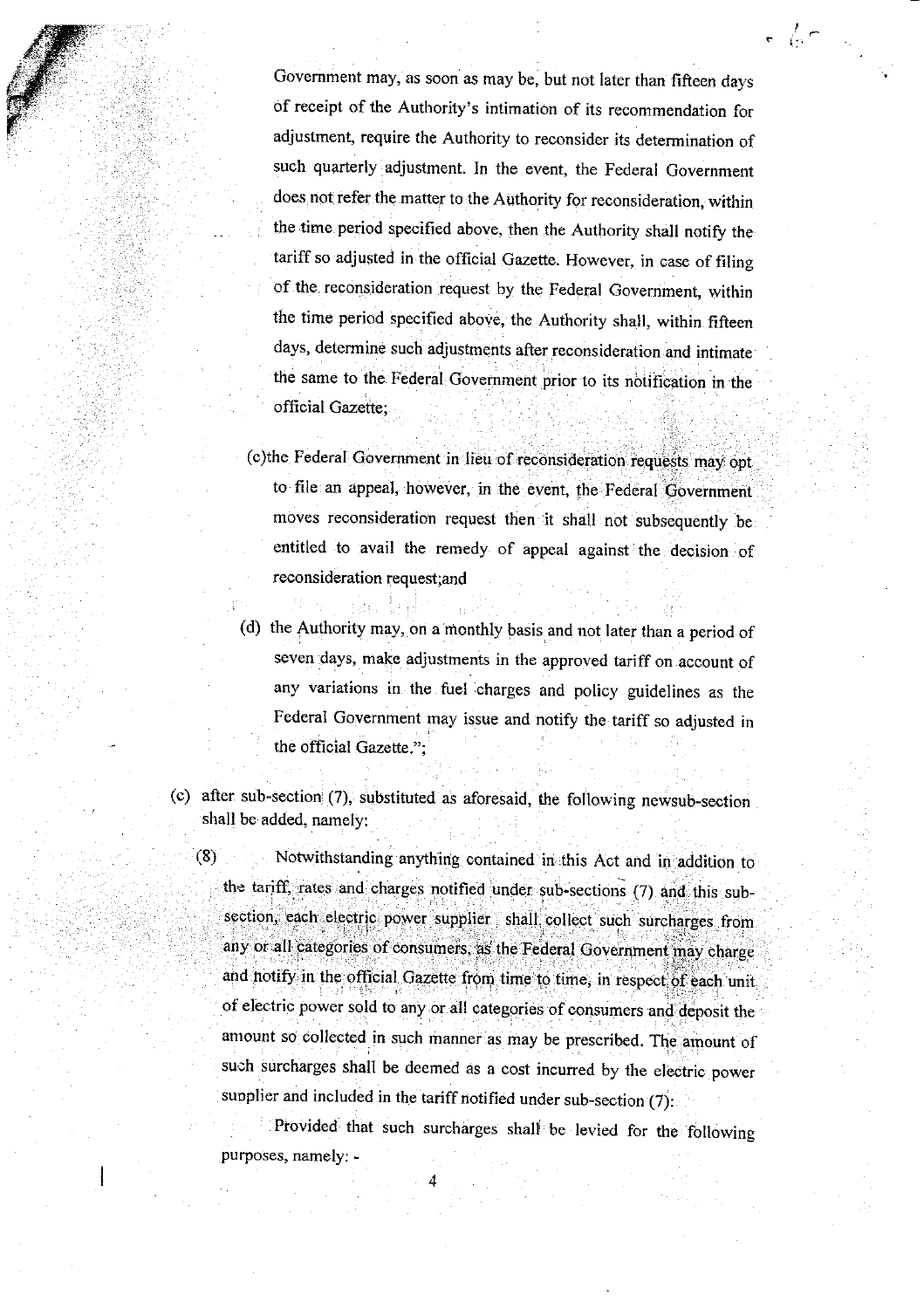Government may, as soon as may be, but not later than fifteen days of receipt of the Authority's intimation of its recommendation for adjustment, require the Authority to reconsider its determination of such quarterly adjustment. In the event, the Federal Government does not refer the matter to the Authority for reconsideration, within the time period specified above, then the Authority shall notify the tariff so adjusted in the official Gazette. However, in case of filing of the reconsideration request by the Federal Government, within the time period specified above, the Authority shall, within fifteen days, determine such adjustments after reconsideration and intimate the same to the Federal Government prior to its notification in the official Gazette;

(c)the Federal Government in lieu of reconsideration requests may opt to file an appeal, however, in the event, the Federal Government moves reconsideration request then it shall not subsequently be entitled to avail the remedy of appeal against the decision of reconsideration request;and

(d) the Authority may, on a monthly basis and not later than a period of seven days, make adjustments in the approved tariff on account of any variations in the fuel charges and policy guidelines as the Federal Government may issue and notify the tariff so adjusted in the official Gazette.";

(c) after sub-section (7), substituted as aforesaid, the following newsub-section shall be added, namely:

(8) Notwithstanding anything contained in this Act and in addition to the tariff, rates and charges notified under sub-sections (7) and this sub-section, each electric power supplier shall collect such surcharges from any or all categories of consumers, as the Federal Government may charge and notify in the official Gazette from time to time, in respect of each unit of electric power sold to any or all categories of consumers and deposit the amount so collected in such manner as may be prescribed. The amount of such surcharges shall be deemed as a cost incurred by the electric power supplier and included in the tariff notified under sub-section (7):

Provided that such surcharges shall be levied for the following purposes, namely: -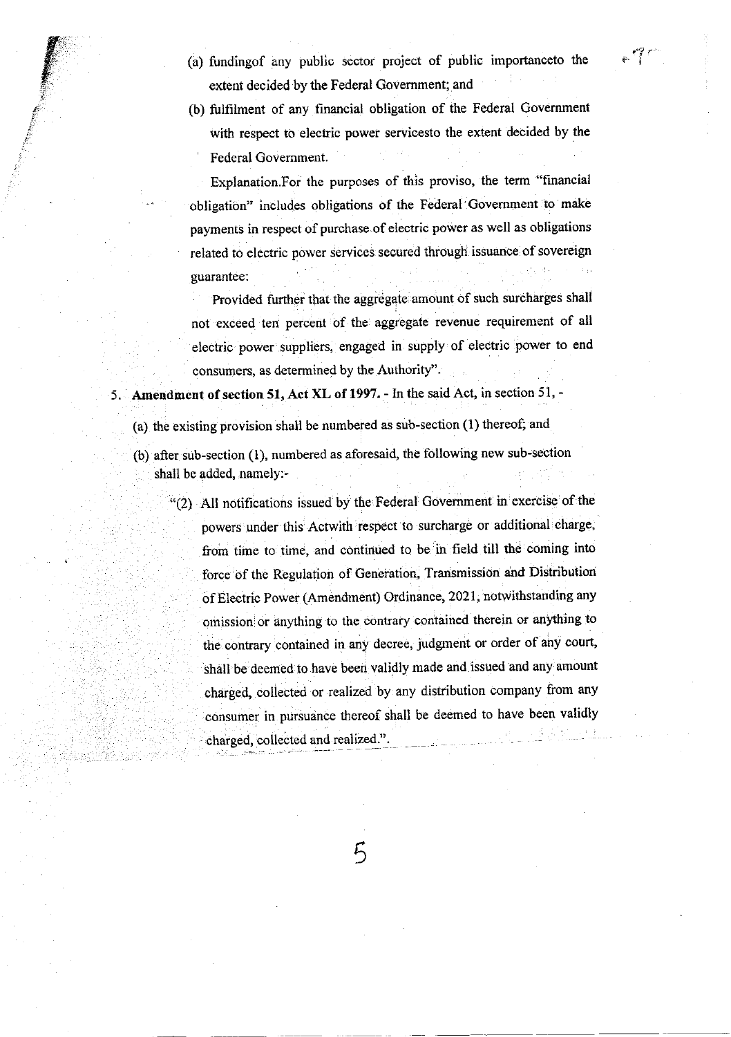(a) fundingof any public sector project of public importanceto the extent decided by the Federal Government; and

(b) fulfilment of any financial obligation of the Federal Government with respect to electric power servicesto the extent decided by the Federal Government.

Explanation.For the purposes of this proviso, the term "financial obligation" includes obligations of the Federal Government to make payments in respect of purchase of electric power as well as obligations related to electric power services secured through issuance of sovereign guarantee:

Provided further that the aggregate amount of such surcharges shall not exceed ten percent of the aggregate revenue requirement of all electric power suppliers, engaged in supply of electric power to end consumers, as determined by the Authority".

5. **Amendment of section 51, Act XL of 1997.** - In the said Act, in section 51, -

(a) the existing provision shall be numbered as sub-section (1) thereof; and

(b) after sub-section (1), numbered as aforesaid, the following new sub-section shall be added, namely:-

"(2) All notifications issued by the Federal Government in exercise of the powers under this Actwith respect to surcharge or additional charge, from time to time, and continued to be in field till the coming into force of the Regulation of Generation, Transmission and Distribution of Electric Power (Amendment) Ordinance, 2021, notwithstanding any omission or anything to the contrary contained therein or anything to the contrary contained in any decree, judgment or order of any court, shall be deemed to have been validly made and issued and any amount charged, collected or realized by any distribution company from any consumer in pursuance thereof shall be deemed to have been validly charged, collected and realized.".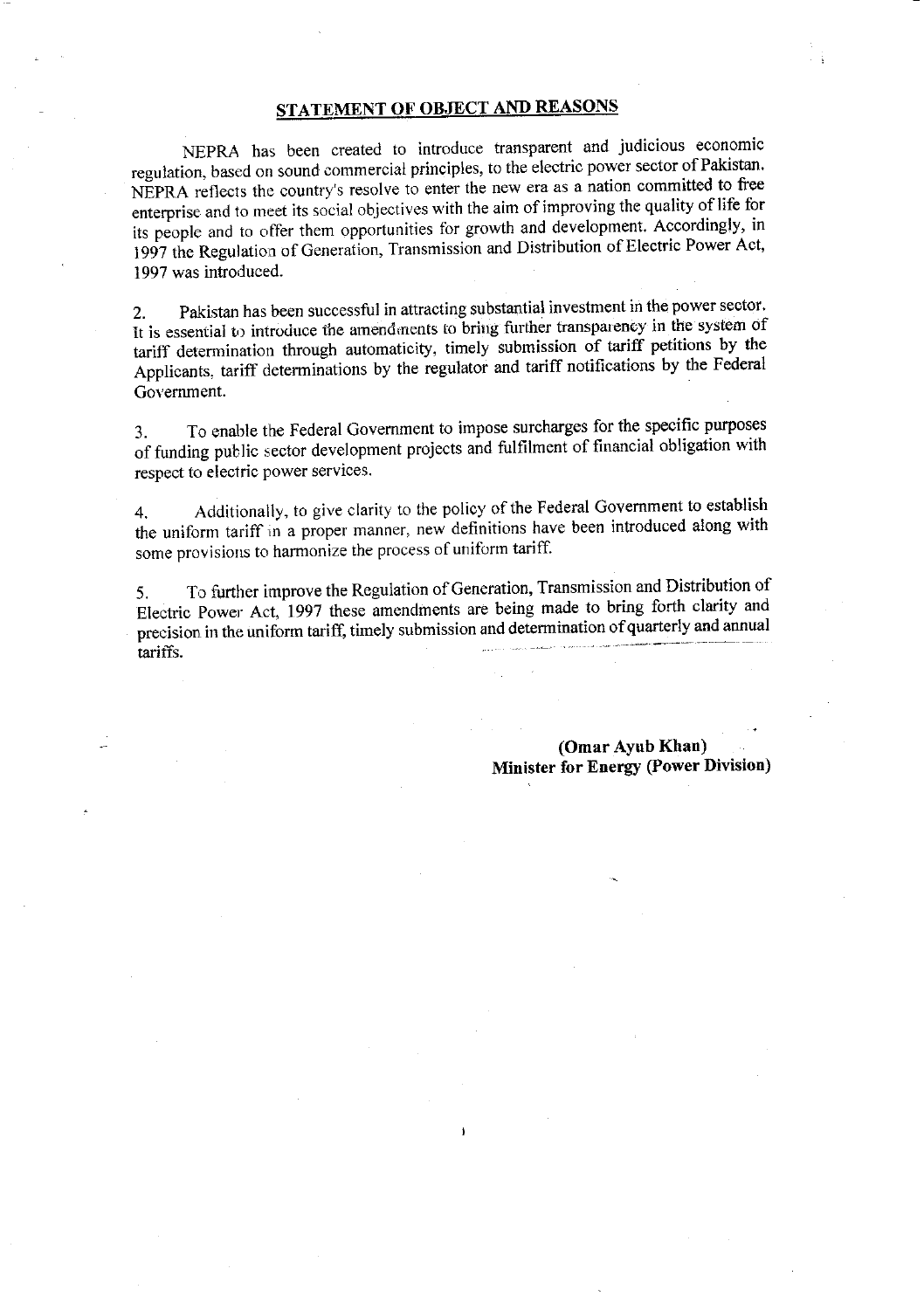## STATEMENT OF OBJECT AND REASONS

NEPRA has been created to introduce transparent and judicious economic regulation, based on sound commercial principles, to the electric power sector of Pakistan. NEPRA reflects the country's resolve to enter the new era as a nation committed to free enterprise and to meet its social objectives with the aim of improving the quality of life for its people and to offer them opportunities for growth and development. Accordingly, in 1997 the Regulation of Generation, Transmission and Distribution of Electric Power Act, 1997 was introduced.

2. Pakistan has been successful in attracting substantial investment in the power sector. It is essential to introduce the amendments to bring further transparency in the system of tariff determination through automaticity, timely submission of tariff petitions by the Applicants, tariff determinations by the regulator and tariff notifications by the Federal Government.

3. To enable the Federal Government to impose surcharges for the specific purposes of funding public sector development projects and fulfilment of financial obligation with respect to electric power services.

4. Additionally, to give clarity to the policy of the Federal Government to establish the uniform tariff in a proper manner, new definitions have been introduced along with some provisions to harmonize the process of uniform tariff.

5. To further improve the Regulation of Generation, Transmission and Distribution of Electric Power Act, 1997 these amendments are being made to bring forth clarity and precision in the uniform tariff, timely submission and determination of quarterly and annual tariffs.

**(Omar Ayub Khan)**
**Minister for Energy (Power Division)**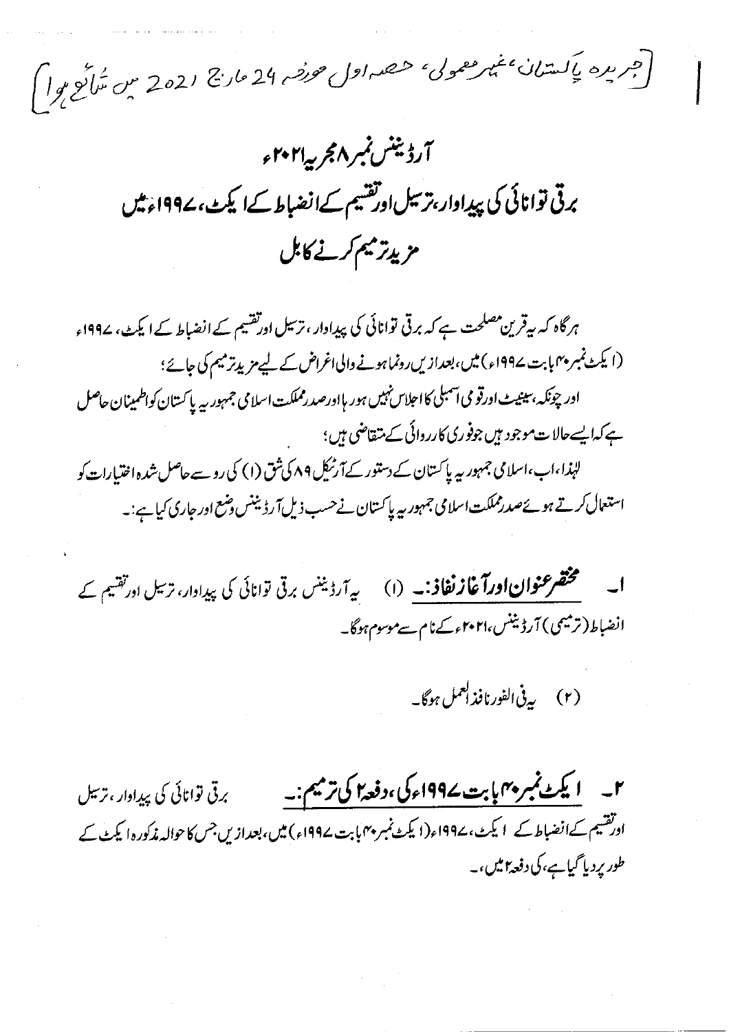[جریدہ پاکستان، غیر معمولی، حصہ اول مورخہ 24 مارچ 2021 میں شائع ہوا]

# آرڈیننس نمبر۸ مجریہ ۲۰۲۱ء

## برقی توانائی کی پیداوار، ترسیل اور تقسیم کے انضباط کے ایکٹ، ۱۹۹۷ء میں مزید ترمیم کرنے کا بل

ہر گاہ کہ یہ قرین مصلحت ہے کہ برقی توانائی کی پیداوار، ترسیل اور تقسیم کے انضباط کے ایکٹ، ۱۹۹۷ء (ایکٹ نمبر ۴۰ بابت ۱۹۹۷ء) میں، بعد ازیں رونما ہونے والی اغراض کے لیے مزید ترمیم کی جائے؛

اور چونکہ، سینیٹ اور قومی اسمبلی کا اجلاس نہیں ہو رہا اور صدر مملکت اسلامی جمہوریہ پاکستان کو اطمینان حاصل ہے کہ ایسے حالات موجود ہیں جو فوری کارروائی کے متقاضی ہیں؛

لہٰذا، اب، اسلامی جمہوریہ پاکستان کے دستور کے آرٹیکل ۸۹ کی شق (۱) کی رو سے حاصل شدہ اختیارات کو استعمال کرتے ہوئے صدر مملکت اسلامی جمہوریہ پاکستان نے حسب ذیل آرڈیننس وضع اور جاری کیا ہے:۔

۱۔ **مختصر عنوان اور آغاز نفاذ:۔** (۱) یہ آرڈیننس برقی توانائی کی پیداوار، ترسیل اور تقسیم کے انضباط (ترمیمی) آرڈیننس، ۲۰۲۱ء کے نام سے موسوم ہوگا۔

(۲) یہ فی الفور نافذ العمل ہوگا۔

۲۔ **ایکٹ نمبر ۴۰ بابت ۱۹۹۷ء کی، دفعہ ۲ کی ترمیم:۔** برقی توانائی کی پیداوار، ترسیل اور تقسیم کے انضباط کے ایکٹ، ۱۹۹۷ء (ایکٹ نمبر ۴۰ بابت ۱۹۹۷ء) میں، بعد ازیں جس کا حوالہ مذکورہ ایکٹ کے طور پر دیا گیا ہے، کی دفعہ ۲ میں،۔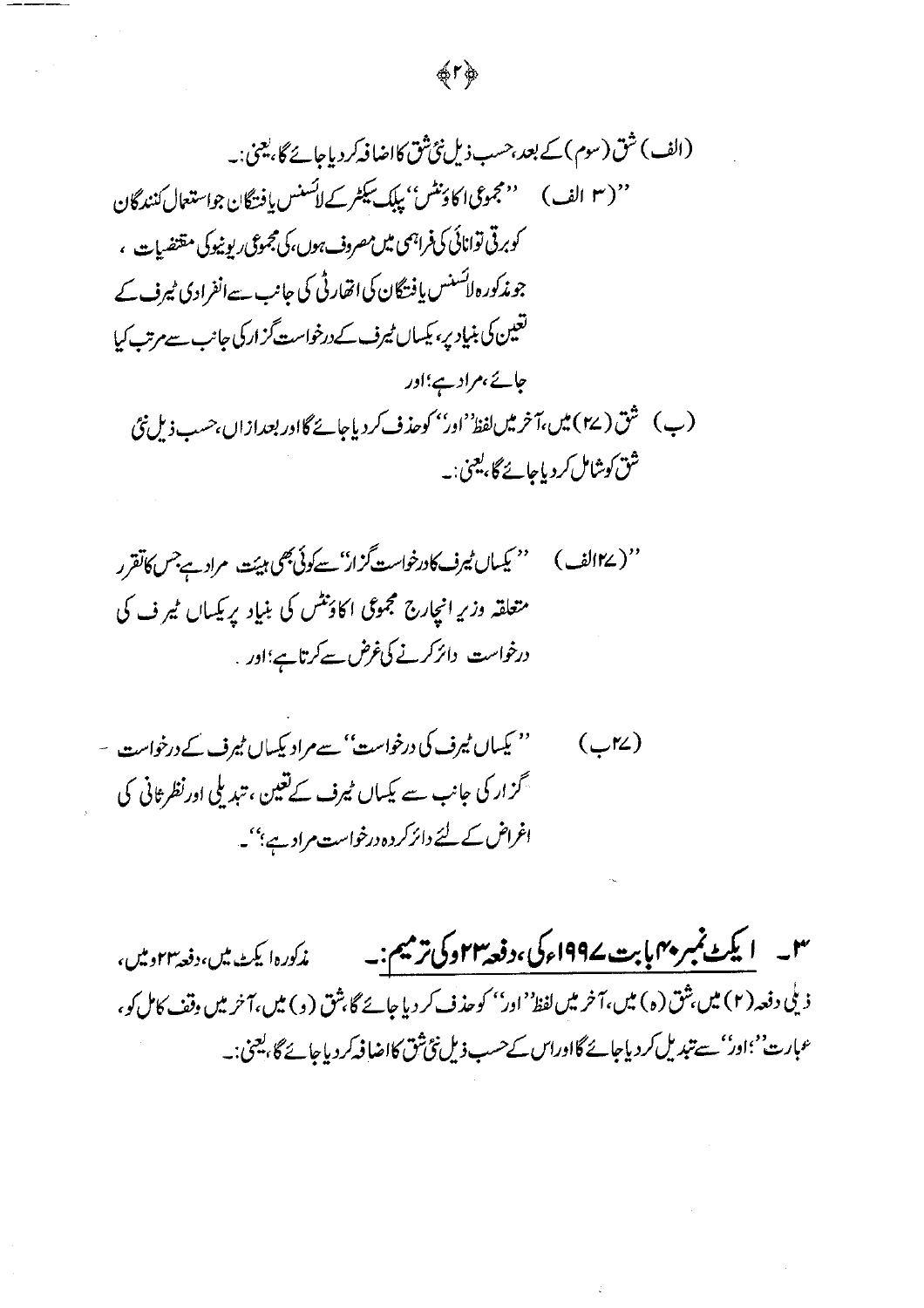(الف) شق (سوم) کے بعد، حسب ذیل نئی شق کا اضافہ کر دیا جائے گا، یعنی:۔

"(۳ الف) "مجموعی اکاؤنٹس" پبلک سیکٹر کے لائسنس یافتگان جو استعمال کنندگان کو برقی توانائی کی فراہمی میں مصروف ہوں، کی مجموعی ریونیو کی مقتضیات ، جو مذکورہ لائسنس یافتگان کی اتھارٹی کی جانب سے انفرادی ٹیرف کے تعین کی بنیاد پر، یکساں ٹیرف کے درخواست گزار کی جانب سے مرتب کیا جائے، مراد ہے؛ اور

(ب) شق (۲۷) میں، آخر میں لفظ "اور" کو حذف کر دیا جائے گا اور بعد ازاں، حسب ذیل نئی شق کو شامل کر دیا جائے گا، یعنی:۔

"(۲۷الف) "یکساں ٹیرف کا درخواست گزار" سے کوئی بھی ہیئت مراد ہے جس کا تقرر متعلقہ وزیر انچارج مجموعی اکاؤنٹس کی بنیاد پر یکساں ٹیرف کی درخواست دائر کرنے کی غرض سے کرتا ہے؛ اور

(۲۷ب) "یکساں ٹیرف کی درخواست" سے مراد یکساں ٹیرف کے درخواست گزار کی جانب سے یکساں ٹیرف کے تعین، تبدیلی اور نظر ثانی کی اغراض کے لئے دائر کردہ درخواست مراد ہے؛"۔

۳۔ **ایکٹ نمبر ۴۰ بابت ۱۹۹۷ء کی، دفعہ ۲۳و کی ترمیم**:۔ مذکورہ ایکٹ میں، دفعہ ۲۳و میں، ذیلی دفعہ (۲) میں، شق (ہ) میں، آخر میں لفظ "اور" کو حذف کر دیا جائے گا، شق (و) میں، آخر میں وقف کامل کو، عبارت "؛اور" سے تبدیل کر دیا جائے گا اور اس کے حسب ذیل نئی شق کا اضافہ کر دیا جائے گا، یعنی:۔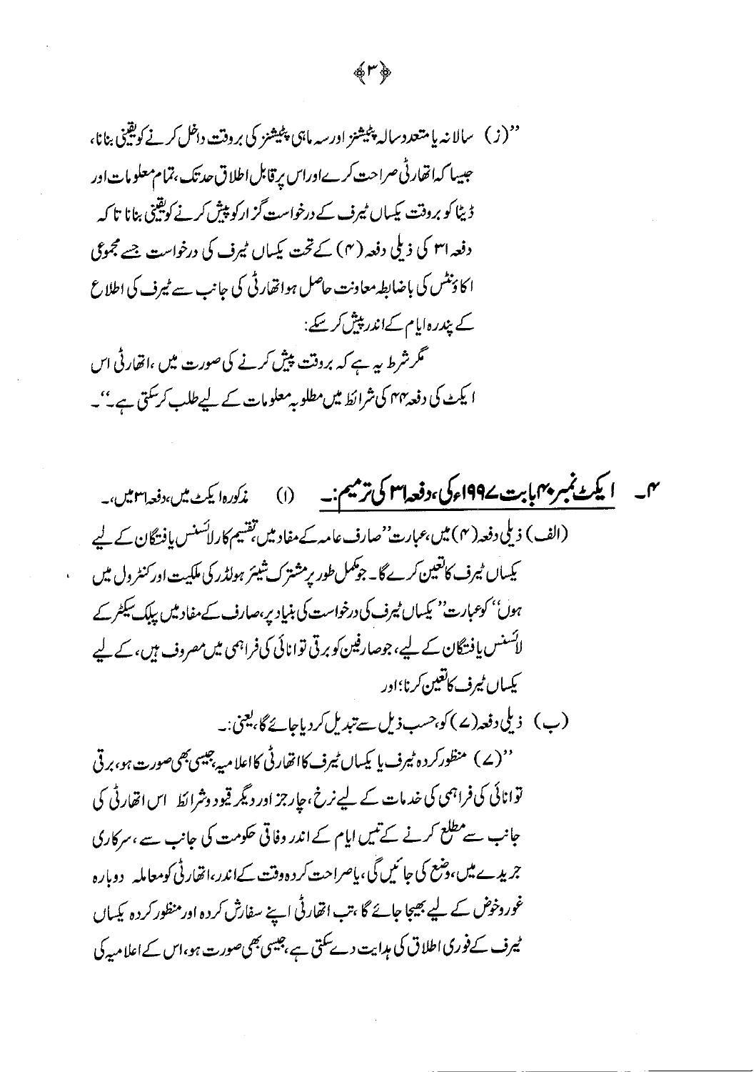''(ز) سالانہ یا متعدد سالہ پٹیشنز اور سہ ماہی پٹیشنز کی بروقت داخل کرنے کو یقینی بنانا، جیسا کہ اتھارٹی صراحت کرے اور اس پر قابل اطلاق حد تک، تمام معلومات اور ڈیٹا کو بروقت یکساں ٹیرف کے درخواست گزار کو پیش کرنے کو یقینی بنانا تا کہ دفعہ ۳۱ کی ذیلی دفعہ (۴) کے تحت یکساں ٹیرف کی درخواست جسے مجموعی اکاؤنٹس کی باضابطہ معاونت حاصل ہو اتھارٹی کی جانب سے ٹیرف کی اطلاع کے پندرہ ایام کے اندر پیش کر سکے:

مگر شرط یہ ہے کہ بروقت پیش کرنے کی صورت میں، اتھارٹی اس ایکٹ کی دفعہ ۴۴ کی شرائط میں مطلوبہ معلومات کے لیے طلب کر سکتی ہے۔''۔

۴۔ **ایکٹ نمبر ۴۰ بابت ۱۹۹۷ء کی، دفعہ ۳۱ کی ترمیم:۔** (۱) مذکورہ ایکٹ میں، دفعہ ۳۱ میں،۔

(الف) ذیلی دفعہ (۴) میں، عبارت ''صارف عامہ کے مفاد میں، تقسیم کار لائسنس یافتگان کے لیے یکساں ٹیرف کا تعین کرے گا۔ جو مکمل طور پر مشترک شیئر ہولڈر کی ملکیت اور کنٹرول میں ہوں'' کو عبارت ''یکساں ٹیرف کی درخواست کی بنیاد پر، صارف کے مفاد میں پبلک سیکٹر کے لائسنس یافتگان کے لیے، جو صارفین کو برقی توانائی کی فراہمی میں مصروف ہیں، کے لیے یکساں ٹیرف کا تعین کرنا؛ اور

(ب) ذیلی دفعہ (۷) کو، حسب ذیل سے تبدیل کر دیا جائے گا، یعنی:۔

''(۷) منظور کردہ ٹیرف یا یکساں ٹیرف کا اتھارٹی کا اعلامیہ، جیسی بھی صورت ہو، برقی توانائی کی فراہمی کی خدمات کے لیے نرخ، چارجز اور دیگر قیود و شرائط اس اتھارٹی کی جانب سے مطلع کرنے کے تیس ایام کے اندر وفاقی حکومت کی جانب سے، سرکاری جریدے میں، وضع کی جائیں گی، یا صراحت کردہ وقت کے اندر، اتھارٹی کو معاملہ دوبارہ غور و خوض کے لیے بھیجا جائے گا، تب اتھارٹی اپنے سفارش کردہ اور منظور کردہ یکساں ٹیرف کے فوری اطلاق کی ہدایت دے سکتی ہے، جیسی بھی صورت ہو، اس کے اعلامیہ کی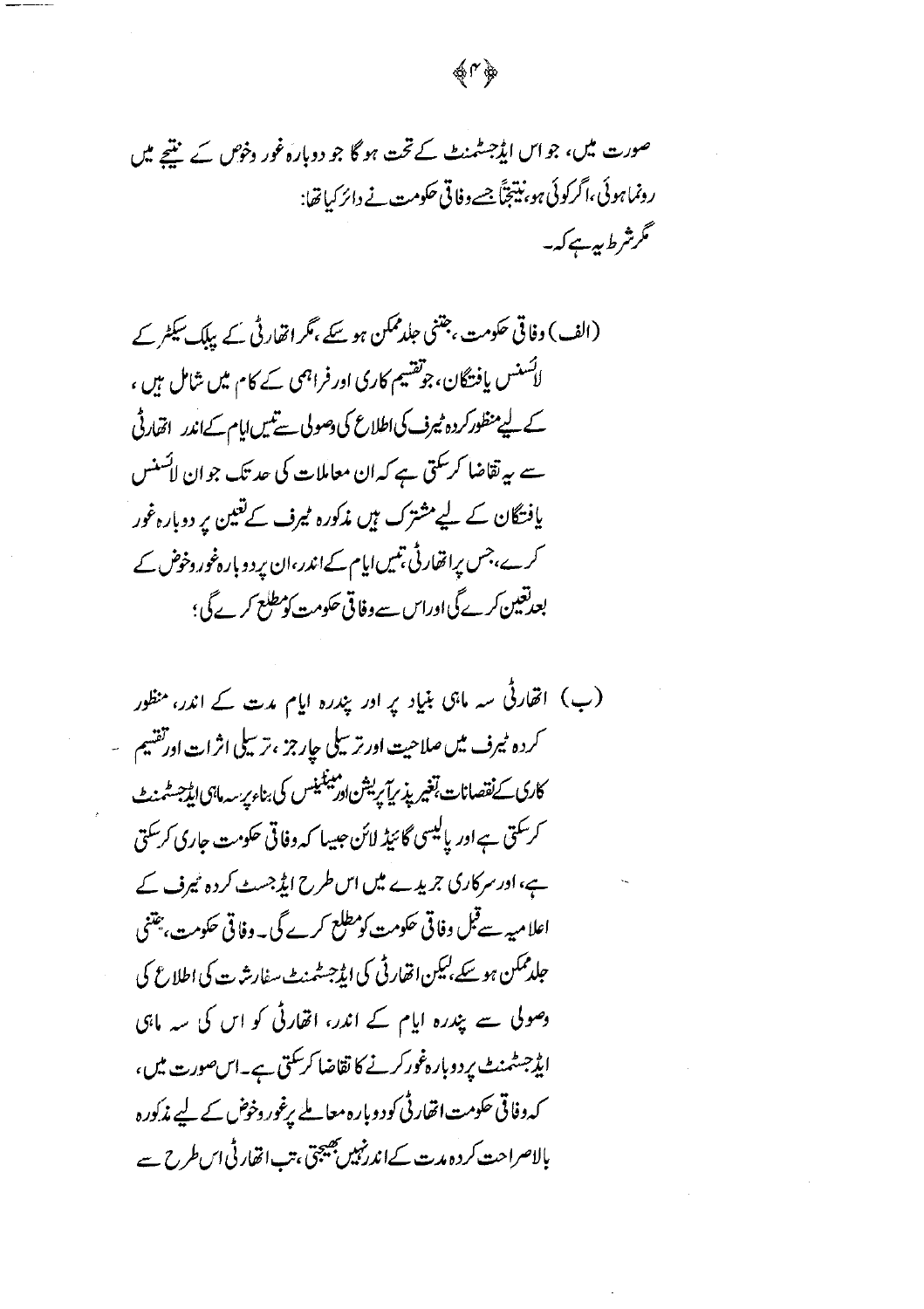صورت میں، جو اس ایڈجسٹمنٹ کے تحت ہو گا جو دوبارہ غور وخوض کے نتیجے میں رونما ہوئی، اگر کوئی ہو، نتیجتاً جسے وفاقی حکومت نے دائر کیا تھا:

مگر شرط یہ ہے کہ۔

(الف) وفاقی حکومت، جتنی جلد ممکن ہو سکے، مگر اتھارٹی کے پبلک سیکٹر کے لائسنس یافتگان، جو تقسیم کاری اور فراہمی کے کام میں شامل ہیں، کے لیے منظور کردہ ٹیرف کی اطلاع کی وصولی سے تیس ایام کے اندر اتھارٹی سے یہ تقاضا کر سکتی ہے کہ ان معاملات کی حد تک جو ان لائسنس یافتگان کے لیے مشترک ہیں مذکورہ ٹیرف کے تعین پر دوبارہ غور کرے، جس پر اتھارٹی، تیس ایام کے اندر، ان پر دوبارہ غور وخوض کے بعد تعین کرے گی اور اس سے وفاقی حکومت کو مطلع کرے گی؛

(ب) اتھارٹی سہ ماہی بنیاد پر اور پندرہ ایام مدت کے اندر، منظور کردہ ٹیرف میں صلاحیت اور ترسیلی چارجز، ترسیلی اثرات اور تقسیم کاری کے نقصانات، تغیر پذیر آپریشن اور مینٹیننس کی بناء پر سہ ماہی ایڈجسٹمنٹ کر سکتی ہے اور پالیسی گائیڈ لائن جیسا کہ وفاقی حکومت جاری کر سکتی ہے، اور سرکاری جریدے میں اس طرح ایڈجسٹ کردہ ٹیرف کے اعلامیہ سے قبل وفاقی حکومت کو مطلع کرے گی۔ وفاقی حکومت، جتنی جلد ممکن ہو سکے، لیکن اتھارٹی کی ایڈجسٹمنٹ سفارشات کی اطلاع کی وصولی سے پندرہ ایام کے اندر، اتھارٹی کو اس کی سہ ماہی ایڈجسٹمنٹ پر دوبارہ غور کرنے کا تقاضا کر سکتی ہے۔ اس صورت میں، کہ وفاقی حکومت اتھارٹی کو دوبارہ معاملے پر غور وخوض کے لیے مذکورہ بالاصراحت کردہ مدت کے اندر نہیں بھیجتی، تب اتھارٹی اس طرح سے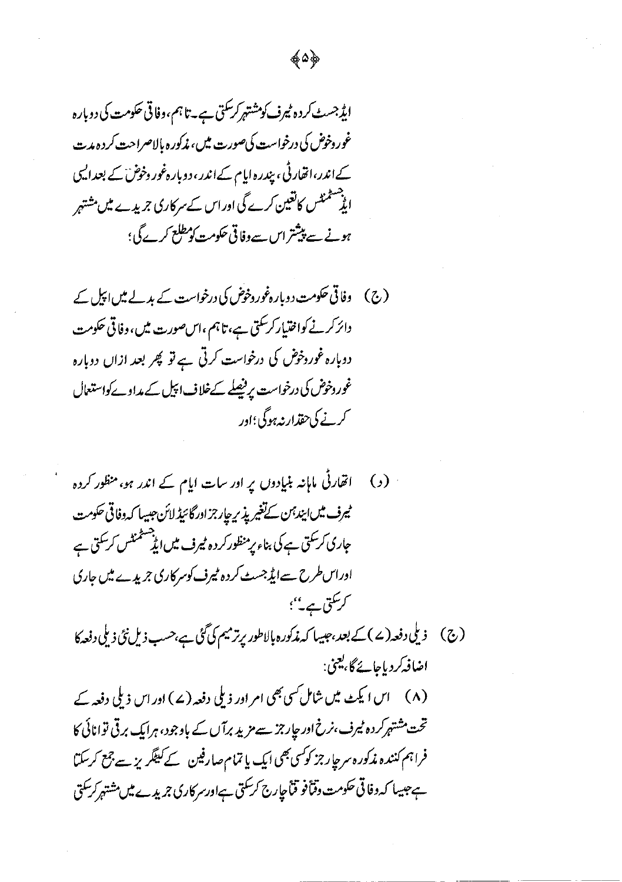ایڈجسٹ کردہ ٹیرف کو مشتہر کرسکتی ہے۔ تاہم، وفاقی حکومت کی دوبارہ غوروخوض کی درخواست کی صورت میں، مذکورہ بالاصراحت کردہ مدت کے اندر، اتھارٹی، پندرہ ایام کے اندر، دوبارہ غوروخوض کے بعد ایسی ایڈجسٹمنٹس کا تعین کرے گی اور اس کے سرکاری جریدے میں مشتہر ہونے سے پیشتر اس سے وفاقی حکومت کو مطلع کرے گی؛

(ج) وفاقی حکومت دوبارہ غوروخوض کی درخواست کے بدلے میں اپیل کے دائر کرنے کو اختیار کرسکتی ہے، تاہم، اس صورت میں، وفاقی حکومت دوبارہ غوروخوض کی درخواست کرتی ہے تو پھر بعد ازاں دوبارہ غوروخوض کی درخواست پر فیصلے کے خلاف اپیل کے مداوے کو استعمال کرنے کی حقدار نہ ہوگی؛ اور

(د) اتھارٹی ماہانہ بنیادوں پر اور سات ایام کے اندر ہو، منظور کردہ ٹیرف میں ایندھن کے تغیر پذیر چارجز اور گائیڈ لائن جیسا کہ وفاقی حکومت جاری کرسکتی ہے کی بناء پر منظور کردہ ٹیرف میں ایڈجسٹمنٹس کرسکتی ہے اور اس طرح سے ایڈجسٹ کردہ ٹیرف کو سرکاری جریدے میں جاری کرسکتی ہے۔"؛

(ج) ذیلی دفعہ (ے) کے بعد، جیسا کہ مذکورہ بالا طور پر ترمیم کی گئی ہے، حسب ذیل نئی ذیلی دفعہ کا اضافہ کردیا جائے گا، یعنی:

(۸) اس ایکٹ میں شامل کسی بھی امر اور ذیلی دفعہ (ے) اور اس ذیلی دفعہ کے تحت مشتہر کردہ ٹیرف، نرخ اور چارجز سے مزید برآں کے باوجود، ہر ایک برقی توانائی کا فراہم کنندہ مذکورہ سرچارجز کو کسی بھی ایک یا تمام صارفین کے کیٹگریز سے جمع کرسکتا ہے جیسا کہ وفاقی حکومت وقتاً فوقتاً چارج کرسکتی ہے اور سرکاری جریدے میں مشتہر کرسکتی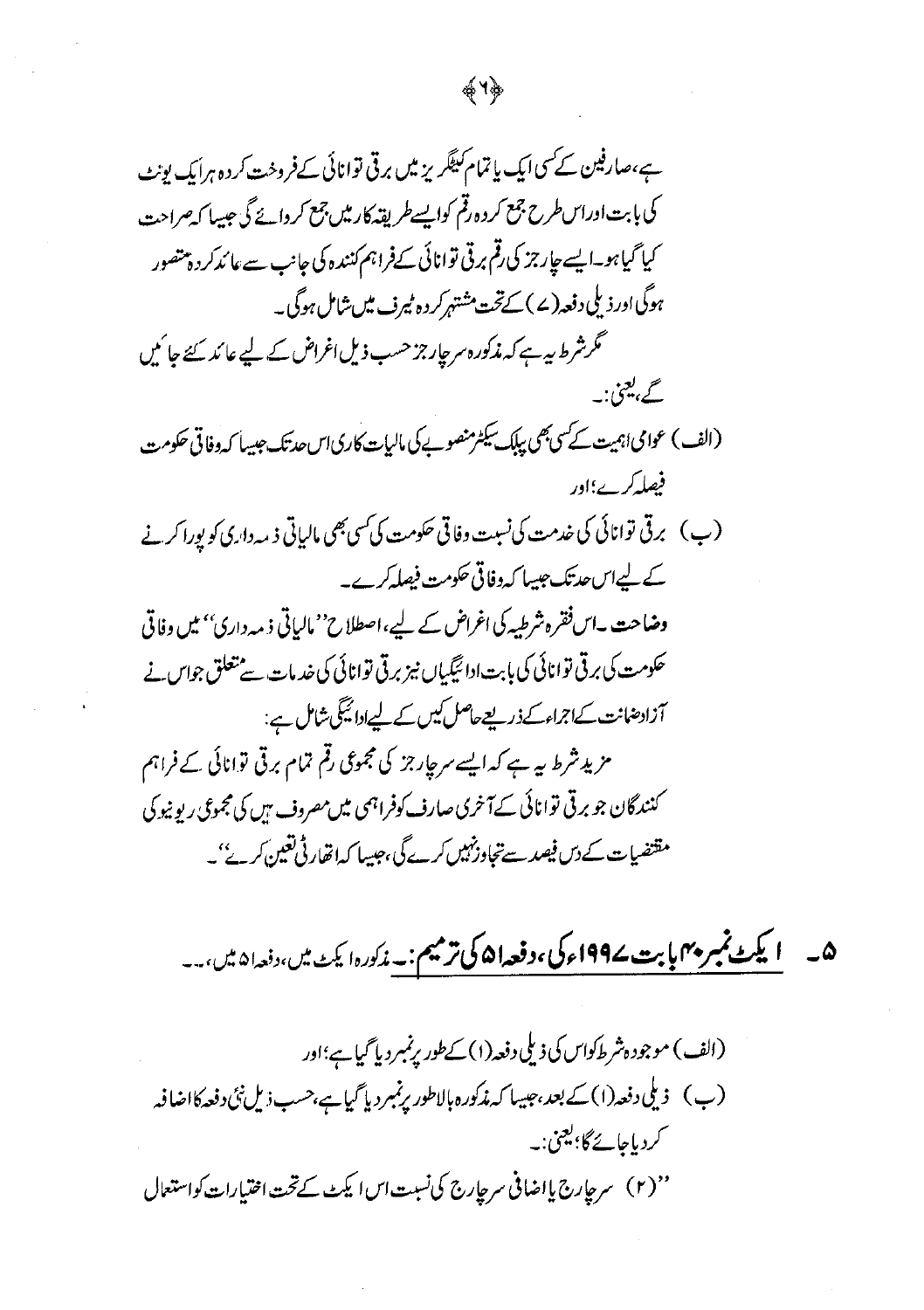ہے، صارفین کے کسی ایک یا تمام کیٹگریز میں برقی توانائی کے فروخت کردہ ہر ایک یونٹ کی بابت اور اس طرح جمع کردہ رقم کو ایسے طریقہ کار میں جمع کروائے گی جیسا کہ صراحت کیا گیا ہو۔ ایسے چارجز کی رقم برقی توانائی کے فراہم کنندہ کی جانب سے عائد کردہ متصور ہوگی اور ذیلی دفعہ (۷) کے تحت مشتہر کردہ ٹیرف میں شامل ہوگی۔

مگر شرط یہ ہے کہ مذکورہ سرچارجز حسب ذیل اغراض کے لیے عائد کئے جائیں گے، یعنی:۔

(الف) عوامی اہمیت کے کسی بھی پبلک سیکٹر منصوبے کی مالیات کاری اس حد تک جیسا کہ وفاقی حکومت فیصلہ کرے؛ اور

(ب) برقی توانائی کی خدمت کی نسبت وفاقی حکومت کی کسی بھی مالیاتی ذمہ داری کو پورا کرنے کے لیے اس حد تک جیسا کہ وفاقی حکومت فیصلہ کرے۔

وضاحت۔ اس فقرہ شرطیہ کی اغراض کے لیے، اصطلاح ''مالیاتی ذمہ داری'' میں وفاقی حکومت کی برقی توانائی کی بابت ادائیگیاں نیز برقی توانائی کی خدمات سے متعلق جو اس نے آزاد ضمانت کے اجراء کے ذریعے حاصل کیں کے لیے ادائیگی شامل ہے:

مزید شرط یہ ہے کہ ایسے سرچارجز کی مجموعی رقم تمام برقی توانائی کے فراہم کنندگان جو برقی توانائی کے آخری صارف کو فراہمی میں مصروف ہیں کی مجموعی ریونیو کی مقتضیات کے دس فیصد سے تجاوز نہیں کرے گی، جیسا کہ اتھارٹی تعین کرے''۔

## ۵۔ ایکٹ نمبر ۴۰ بابت ۱۹۹۷ء کی، دفعہ ۱۵ کی ترمیم:۔ مذکورہ ایکٹ میں، دفعہ ۱۵ میں،۔۔۔

(الف) موجودہ شرط کو اس کی ذیلی دفعہ (۱) کے طور پر نمبر دیا گیا ہے؛ اور

(ب) ذیلی دفعہ (۱) کے بعد، جیسا کہ مذکورہ بالا طور پر نمبر دیا گیا ہے، حسب ذیل نئی دفعہ کا اضافہ کر دیا جائے گا، یعنی:۔

''(۲) سرچارج یا اضافی سرچارج کی نسبت اس ایکٹ کے تحت اختیارات کو استعمال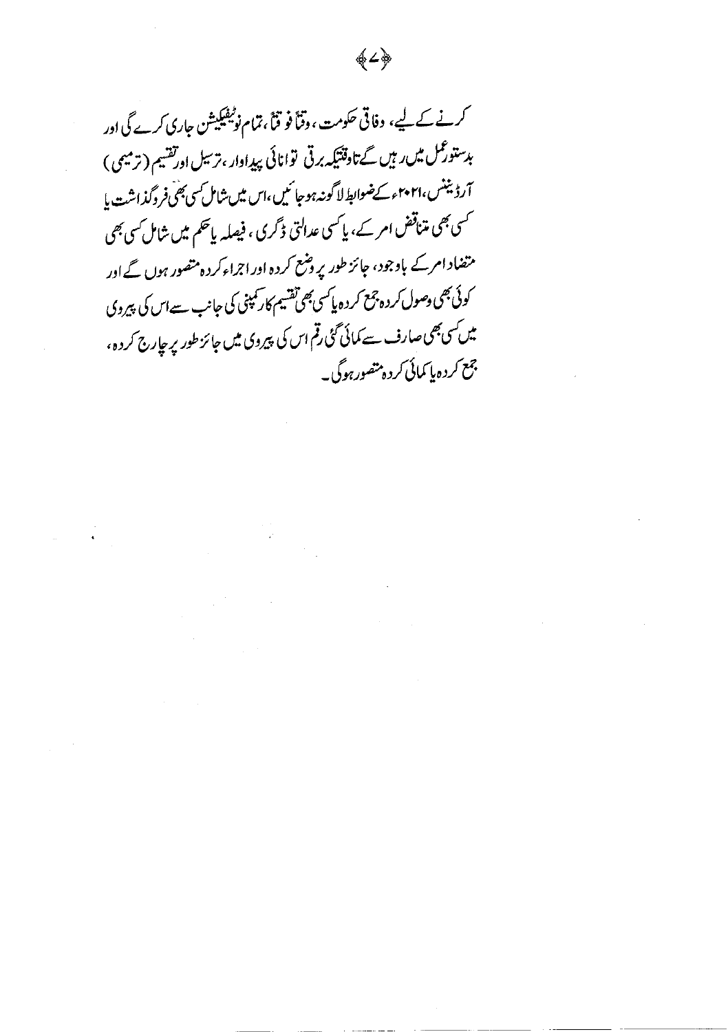کرنے کے لیے، وفاقی حکومت، وقتاً فوقتاً، تمام نوٹیفکیشن جاری کرے گی اور بدستور عمل میں رہیں گے تاوقتیکہ برقی توانائی پیداوار، ترسیل اور تقسیم (ترمیمی) آرڈیننس، ۲۰۲۱ء کے ضوابط لاگو نہ ہو جائیں، اس میں شامل کسی بھی فروگذاشت یا کسی بھی متناقض امر کے، یا کسی عدالتی ڈگری، فیصلہ یا حکم میں شامل کسی بھی متضاد امر کے باوجود، جائز طور پر وضع کردہ اور اجراء کردہ متصور ہوں گے اور کوئی بھی وصول کردہ جمع کردہ یا کسی بھی تقسیم کار کمپنی کی جانب سے اس کی پیروی میں کسی بھی صارف سے کمائی گئی رقم اس کی پیروی میں جائز طور پر چارج کردہ، جمع کردہ یا کمائی کردہ متصور ہوگی۔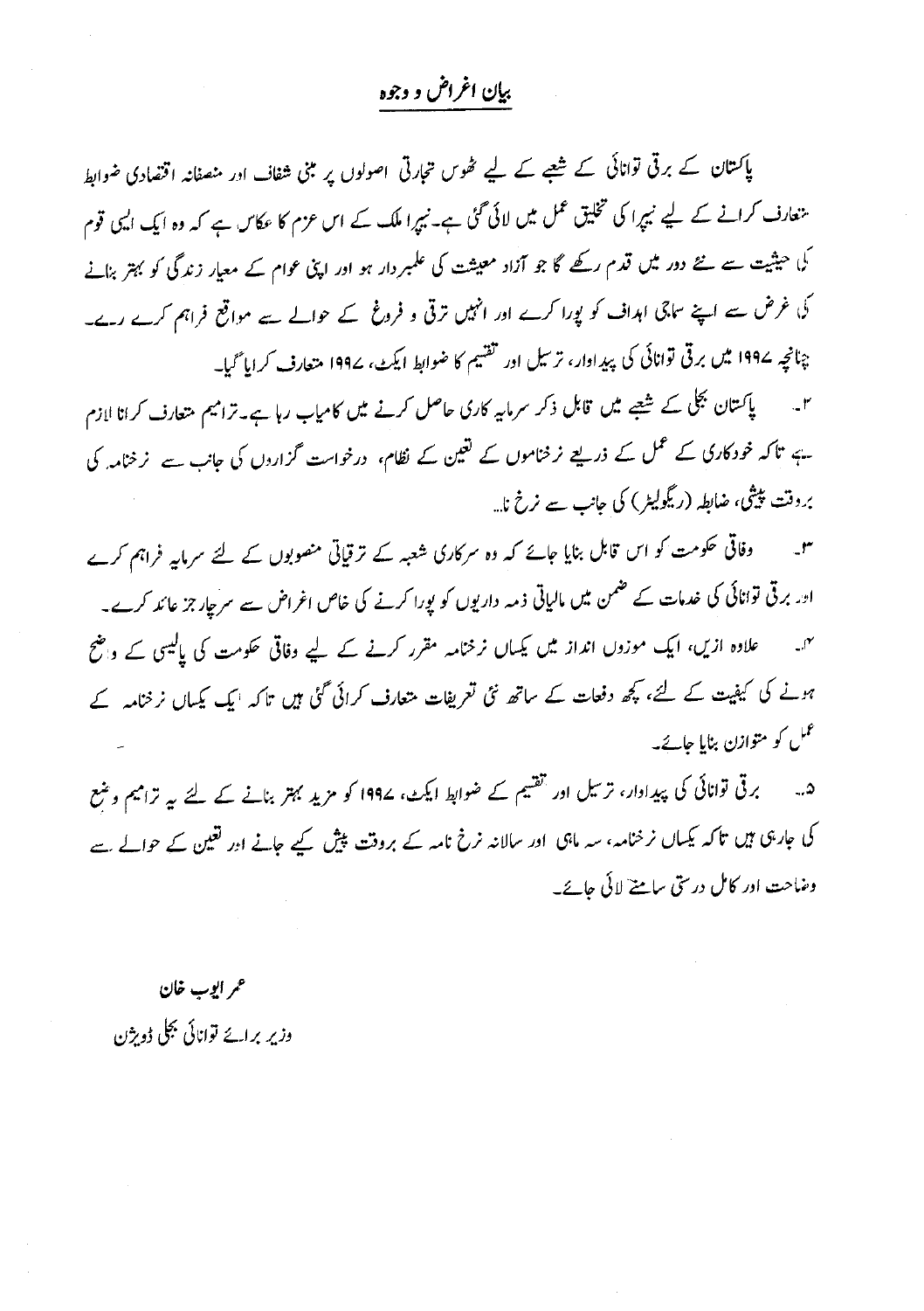## بیان اغراض و وجوہ

پاکستان کے برقی توانائی کے شعبے کے لیے ٹھوس تجارتی اصولوں پر مبنی شفاف اور منصفانہ اقتصادی ضوابط متعارف کرانے کے لیے نیپرا کی تخلیق عمل میں لائی گئی ہے۔نیپرا ملک کے اس عزم کا عکاس ہے کہ وہ ایک ایسی قوم کی حیثیت سے نئے دور میں قدم رکھے گا جو آزاد معیشت کی علمبردار ہو اور اپنی عوام کے معیار زندگی کو بہتر بنانے کی غرض سے اپنے سماجی اہداف کو پورا کرے اور انہیں ترقی و فروغ کے حوالے سے مواقع فراہم کرے رہے۔ چنانچہ ۱۹۹۷ میں برقی توانائی کی پیداوار، ترسیل اور تقسیم کا ضوابط ایکٹ، ۱۹۹۷ متعارف کرایا گیا۔

۲۔ پاکستان بجلی کے شعبے میں قابل ذکر سرمایہ کاری حاصل کرنے میں کامیاب رہا ہے۔ترامیم متعارف کرانا لازم ہے تاکہ خودکاری کے عمل کے ذریعے نرخناموں کے تعین کے نظام، درخواست گزاروں کی جانب سے نرخنامہ کی بروقت پیشی، ضابطہ (ریگولیٹر) کی جانب سے نرخ نا...

۳۔ وفاقی حکومت کو اس قابل بنایا جائے کہ وہ سرکاری شعبہ کے ترقیاتی منصوبوں کے لئے سرمایہ فراہم کرے اور برقی توانائی کی خدمات کے ضمن میں مالیاتی ذمہ داریوں کو پورا کرنے کی خاص اغراض سے سرچارجز عائد کرے۔

۴۔ علاوہ ازیں، ایک موزوں انداز میں یکساں نرخنامہ مقرر کرنے کے لیے وفاقی حکومت کی پالیسی کے واضح ہونے کی کیفیت کے لئے، کچھ دفعات کے ساتھ نئی تعریفات متعارف کرائی گئی ہیں تاکہ ایک یکساں نرخنامہ کے عمل کو متوازن بنایا جائے۔

۵۔ برقی توانائی کی پیداوار، ترسیل اور تقسیم کے ضوابط ایکٹ، ۱۹۹۷ کو مزید بہتر بنانے کے لئے یہ ترامیم وضع کی جارہی ہیں تاکہ یکساں نرخنامہ، سہ ماہی اور سالانہ نرخ نامہ کے بروقت پیش کیے جانے اور تعین کے حوالے سے وضاحت اور کامل درستی سامنے لائی جائے۔

عمر ایوب خان

وزیر برائے توانائی بجلی ڈویژن